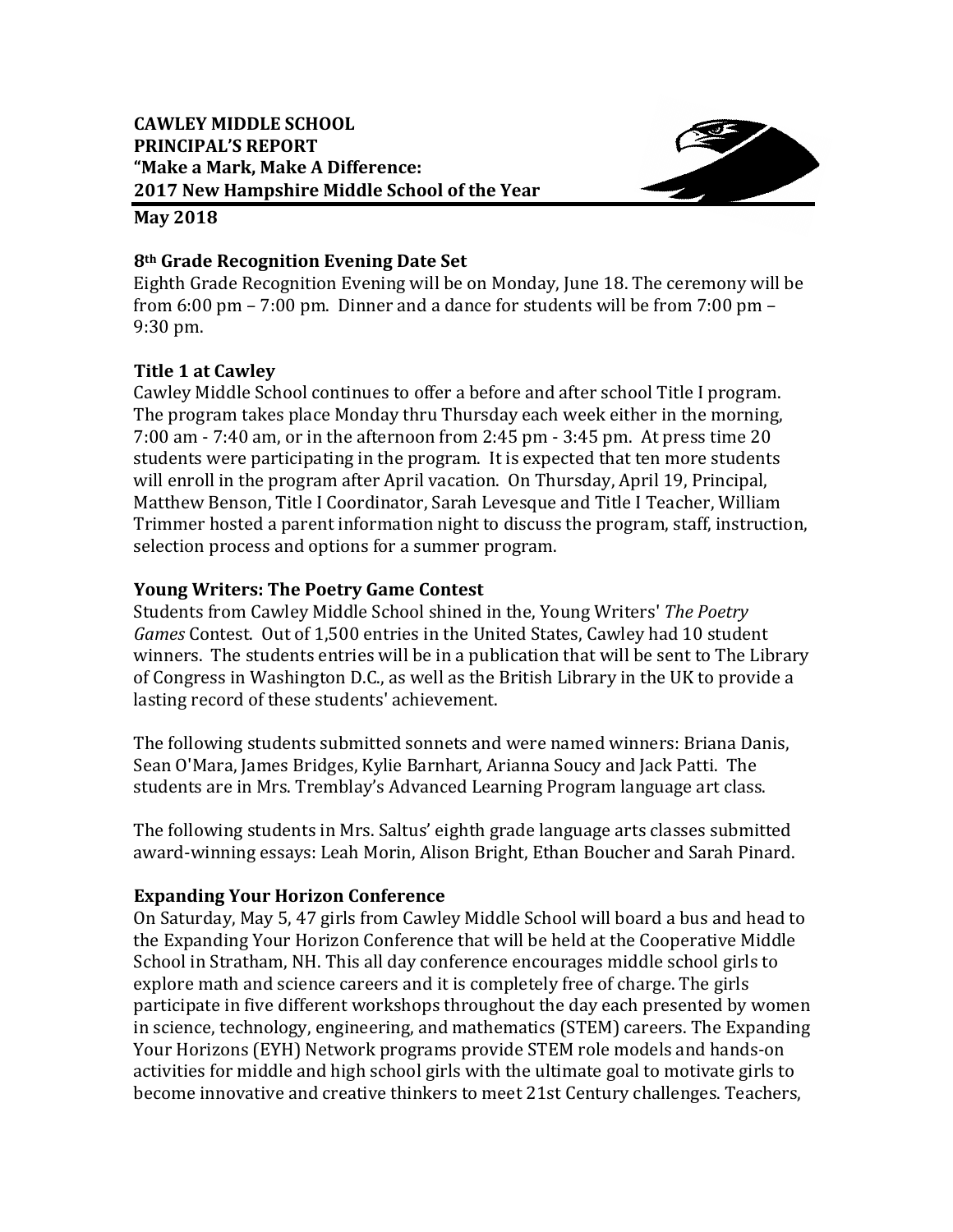**CAWLEY MIDDLE SCHOOL**
**PRINCIPAL'S REPORT**
**"Make a Mark, Make A Difference:**
**2017 New Hampshire Middle School of the Year**

**May 2018**

### 8th Grade Recognition Evening Date Set

Eighth Grade Recognition Evening will be on Monday, June 18. The ceremony will be from 6:00 pm – 7:00 pm. Dinner and a dance for students will be from 7:00 pm – 9:30 pm.

### Title 1 at Cawley

Cawley Middle School continues to offer a before and after school Title I program. The program takes place Monday thru Thursday each week either in the morning, 7:00 am - 7:40 am, or in the afternoon from 2:45 pm - 3:45 pm. At press time 20 students were participating in the program. It is expected that ten more students will enroll in the program after April vacation. On Thursday, April 19, Principal, Matthew Benson, Title I Coordinator, Sarah Levesque and Title I Teacher, William Trimmer hosted a parent information night to discuss the program, staff, instruction, selection process and options for a summer program.

### Young Writers: The Poetry Game Contest

Students from Cawley Middle School shined in the, Young Writers' *The Poetry Games* Contest. Out of 1,500 entries in the United States, Cawley had 10 student winners. The students entries will be in a publication that will be sent to The Library of Congress in Washington D.C., as well as the British Library in the UK to provide a lasting record of these students' achievement.

The following students submitted sonnets and were named winners: Briana Danis, Sean O'Mara, James Bridges, Kylie Barnhart, Arianna Soucy and Jack Patti. The students are in Mrs. Tremblay's Advanced Learning Program language art class.

The following students in Mrs. Saltus' eighth grade language arts classes submitted award-winning essays: Leah Morin, Alison Bright, Ethan Boucher and Sarah Pinard.

### Expanding Your Horizon Conference

On Saturday, May 5, 47 girls from Cawley Middle School will board a bus and head to the Expanding Your Horizon Conference that will be held at the Cooperative Middle School in Stratham, NH. This all day conference encourages middle school girls to explore math and science careers and it is completely free of charge. The girls participate in five different workshops throughout the day each presented by women in science, technology, engineering, and mathematics (STEM) careers. The Expanding Your Horizons (EYH) Network programs provide STEM role models and hands-on activities for middle and high school girls with the ultimate goal to motivate girls to become innovative and creative thinkers to meet 21st Century challenges. Teachers,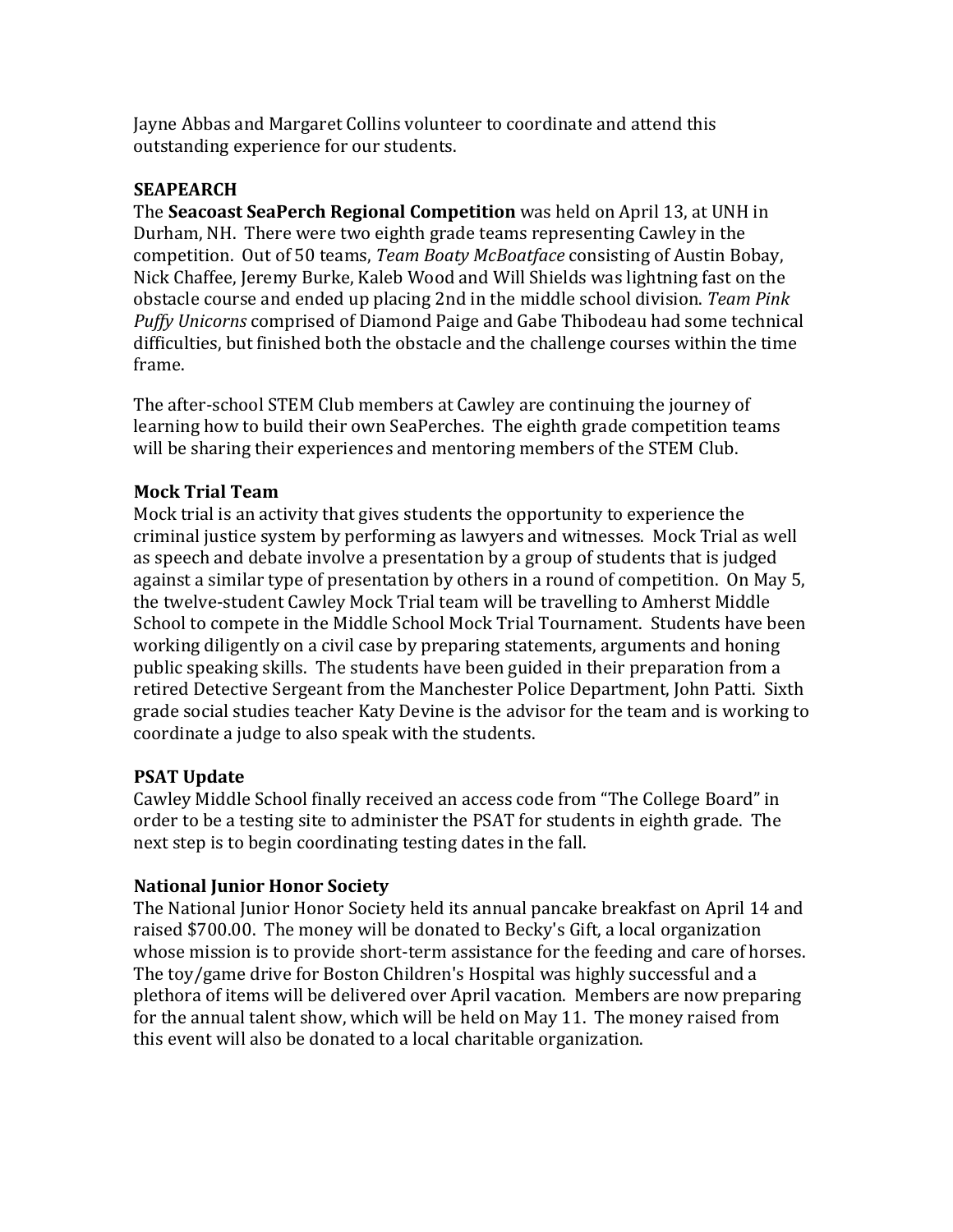Jayne Abbas and Margaret Collins volunteer to coordinate and attend this outstanding experience for our students.

**SEAPEARCH**

The **Seacoast SeaPerch Regional Competition** was held on April 13, at UNH in Durham, NH. There were two eighth grade teams representing Cawley in the competition. Out of 50 teams, *Team Boaty McBoatface* consisting of Austin Bobay, Nick Chaffee, Jeremy Burke, Kaleb Wood and Will Shields was lightning fast on the obstacle course and ended up placing 2nd in the middle school division. *Team Pink Puffy Unicorns* comprised of Diamond Paige and Gabe Thibodeau had some technical difficulties, but finished both the obstacle and the challenge courses within the time frame.

The after-school STEM Club members at Cawley are continuing the journey of learning how to build their own SeaPerches. The eighth grade competition teams will be sharing their experiences and mentoring members of the STEM Club.

**Mock Trial Team**

Mock trial is an activity that gives students the opportunity to experience the criminal justice system by performing as lawyers and witnesses. Mock Trial as well as speech and debate involve a presentation by a group of students that is judged against a similar type of presentation by others in a round of competition. On May 5, the twelve-student Cawley Mock Trial team will be travelling to Amherst Middle School to compete in the Middle School Mock Trial Tournament. Students have been working diligently on a civil case by preparing statements, arguments and honing public speaking skills. The students have been guided in their preparation from a retired Detective Sergeant from the Manchester Police Department, John Patti. Sixth grade social studies teacher Katy Devine is the advisor for the team and is working to coordinate a judge to also speak with the students.

**PSAT Update**

Cawley Middle School finally received an access code from "The College Board" in order to be a testing site to administer the PSAT for students in eighth grade. The next step is to begin coordinating testing dates in the fall.

**National Junior Honor Society**

The National Junior Honor Society held its annual pancake breakfast on April 14 and raised $700.00. The money will be donated to Becky's Gift, a local organization whose mission is to provide short-term assistance for the feeding and care of horses. The toy/game drive for Boston Children's Hospital was highly successful and a plethora of items will be delivered over April vacation. Members are now preparing for the annual talent show, which will be held on May 11. The money raised from this event will also be donated to a local charitable organization.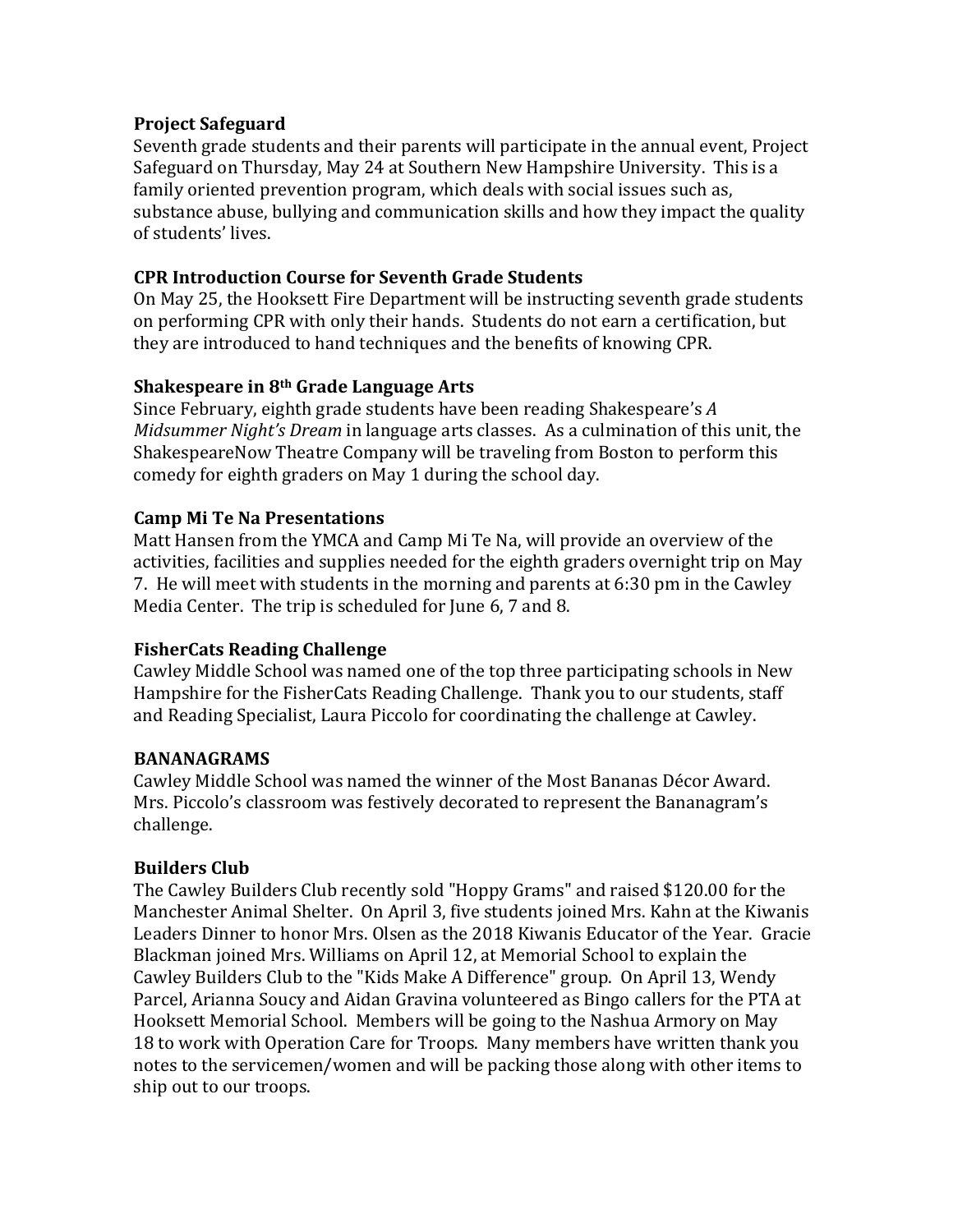**Project Safeguard**

Seventh grade students and their parents will participate in the annual event, Project Safeguard on Thursday, May 24 at Southern New Hampshire University. This is a family oriented prevention program, which deals with social issues such as, substance abuse, bullying and communication skills and how they impact the quality of students' lives.

**CPR Introduction Course for Seventh Grade Students**

On May 25, the Hooksett Fire Department will be instructing seventh grade students on performing CPR with only their hands. Students do not earn a certification, but they are introduced to hand techniques and the benefits of knowing CPR.

**Shakespeare in 8th Grade Language Arts**

Since February, eighth grade students have been reading Shakespeare's *A Midsummer Night's Dream* in language arts classes. As a culmination of this unit, the ShakespeareNow Theatre Company will be traveling from Boston to perform this comedy for eighth graders on May 1 during the school day.

**Camp Mi Te Na Presentations**

Matt Hansen from the YMCA and Camp Mi Te Na, will provide an overview of the activities, facilities and supplies needed for the eighth graders overnight trip on May 7. He will meet with students in the morning and parents at 6:30 pm in the Cawley Media Center. The trip is scheduled for June 6, 7 and 8.

**FisherCats Reading Challenge**

Cawley Middle School was named one of the top three participating schools in New Hampshire for the FisherCats Reading Challenge. Thank you to our students, staff and Reading Specialist, Laura Piccolo for coordinating the challenge at Cawley.

**BANANAGRAMS**

Cawley Middle School was named the winner of the Most Bananas Décor Award. Mrs. Piccolo's classroom was festively decorated to represent the Bananagram's challenge.

**Builders Club**

The Cawley Builders Club recently sold "Hoppy Grams" and raised $120.00 for the Manchester Animal Shelter. On April 3, five students joined Mrs. Kahn at the Kiwanis Leaders Dinner to honor Mrs. Olsen as the 2018 Kiwanis Educator of the Year. Gracie Blackman joined Mrs. Williams on April 12, at Memorial School to explain the Cawley Builders Club to the "Kids Make A Difference" group. On April 13, Wendy Parcel, Arianna Soucy and Aidan Gravina volunteered as Bingo callers for the PTA at Hooksett Memorial School. Members will be going to the Nashua Armory on May 18 to work with Operation Care for Troops. Many members have written thank you notes to the servicemen/women and will be packing those along with other items to ship out to our troops.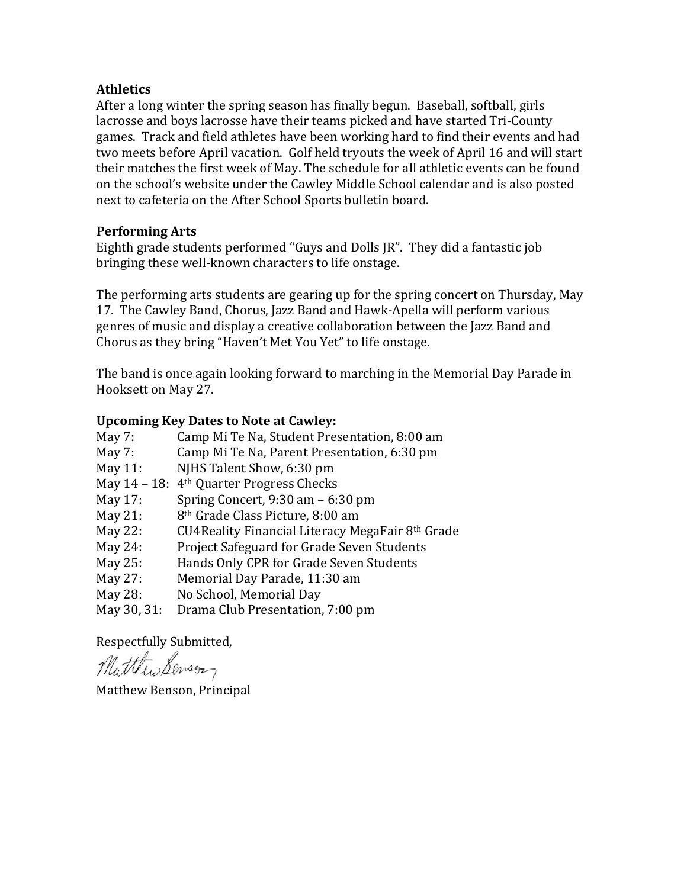**Athletics**

After a long winter the spring season has finally begun. Baseball, softball, girls lacrosse and boys lacrosse have their teams picked and have started Tri-County games. Track and field athletes have been working hard to find their events and had two meets before April vacation. Golf held tryouts the week of April 16 and will start their matches the first week of May. The schedule for all athletic events can be found on the school's website under the Cawley Middle School calendar and is also posted next to cafeteria on the After School Sports bulletin board.

**Performing Arts**

Eighth grade students performed "Guys and Dolls JR". They did a fantastic job bringing these well-known characters to life onstage.

The performing arts students are gearing up for the spring concert on Thursday, May 17. The Cawley Band, Chorus, Jazz Band and Hawk-Apella will perform various genres of music and display a creative collaboration between the Jazz Band and Chorus as they bring "Haven't Met You Yet" to life onstage.

The band is once again looking forward to marching in the Memorial Day Parade in Hooksett on May 27.

**Upcoming Key Dates to Note at Cawley:**

| | |
|---|---|
| May 7: | Camp Mi Te Na, Student Presentation, 8:00 am |
| May 7: | Camp Mi Te Na, Parent Presentation, 6:30 pm |
| May 11: | NJHS Talent Show, 6:30 pm |
| May 14 – 18: | 4th Quarter Progress Checks |
| May 17: | Spring Concert, 9:30 am – 6:30 pm |
| May 21: | 8th Grade Class Picture, 8:00 am |
| May 22: | CU4Reality Financial Literacy MegaFair 8th Grade |
| May 24: | Project Safeguard for Grade Seven Students |
| May 25: | Hands Only CPR for Grade Seven Students |
| May 27: | Memorial Day Parade, 11:30 am |
| May 28: | No School, Memorial Day |
| May 30, 31: | Drama Club Presentation, 7:00 pm |

Respectfully Submitted,

Matthew Benson

Matthew Benson, Principal